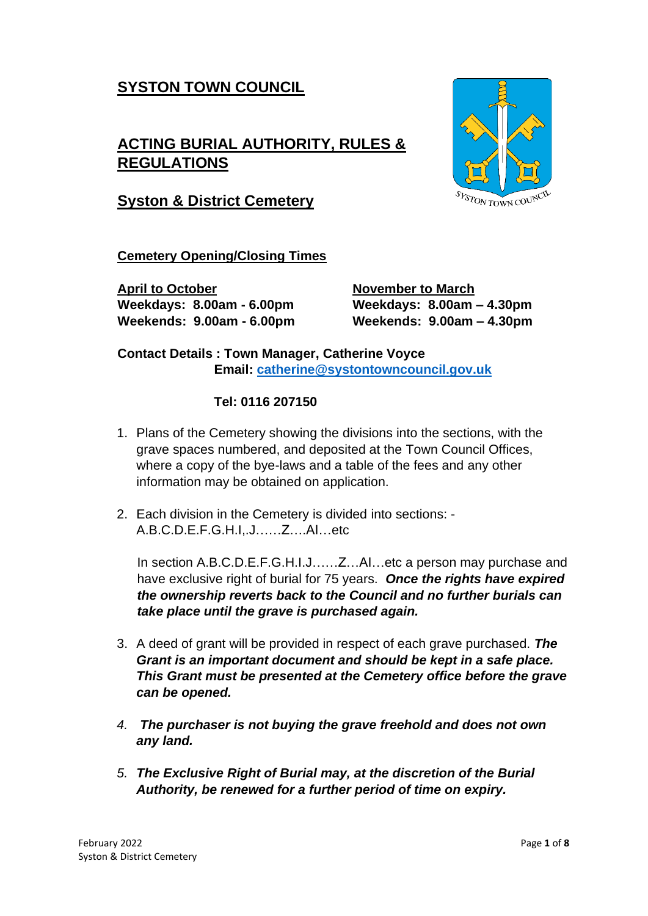# **SYSTON TOWN COUNCIL**

## **ACTING BURIAL AUTHORITY, RULES & REGULATIONS**

## **Syston & District Cemetery**

### **Cemetery Opening/Closing Times**

| **April to October** | **November to March** |
|---|---|
| **Weekdays: 8.00am - 6.00pm** | **Weekdays: 8.00am – 4.30pm** |
| **Weekends: 9.00am - 6.00pm** | **Weekends: 9.00am – 4.30pm** |

**Contact Details : Town Manager, Catherine Voyce**
**Email: catherine@systontowncouncil.gov.uk**

**Tel: 0116 207150**

1. Plans of the Cemetery showing the divisions into the sections, with the grave spaces numbered, and deposited at the Town Council Offices, where a copy of the bye-laws and a table of the fees and any other information may be obtained on application.

2. Each division in the Cemetery is divided into sections: - A.B.C.D.E.F.G.H.I,.J……Z….AI…etc

   In section A.B.C.D.E.F.G.H.I.J……Z…AI…etc a person may purchase and have exclusive right of burial for 75 years. ***Once the rights have expired the ownership reverts back to the Council and no further burials can take place until the grave is purchased again.***

3. A deed of grant will be provided in respect of each grave purchased. ***The Grant is an important document and should be kept in a safe place. This Grant must be presented at the Cemetery office before the grave can be opened.***

4. ***The purchaser is not buying the grave freehold and does not own any land.***

5. ***The Exclusive Right of Burial may, at the discretion of the Burial Authority, be renewed for a further period of time on expiry.***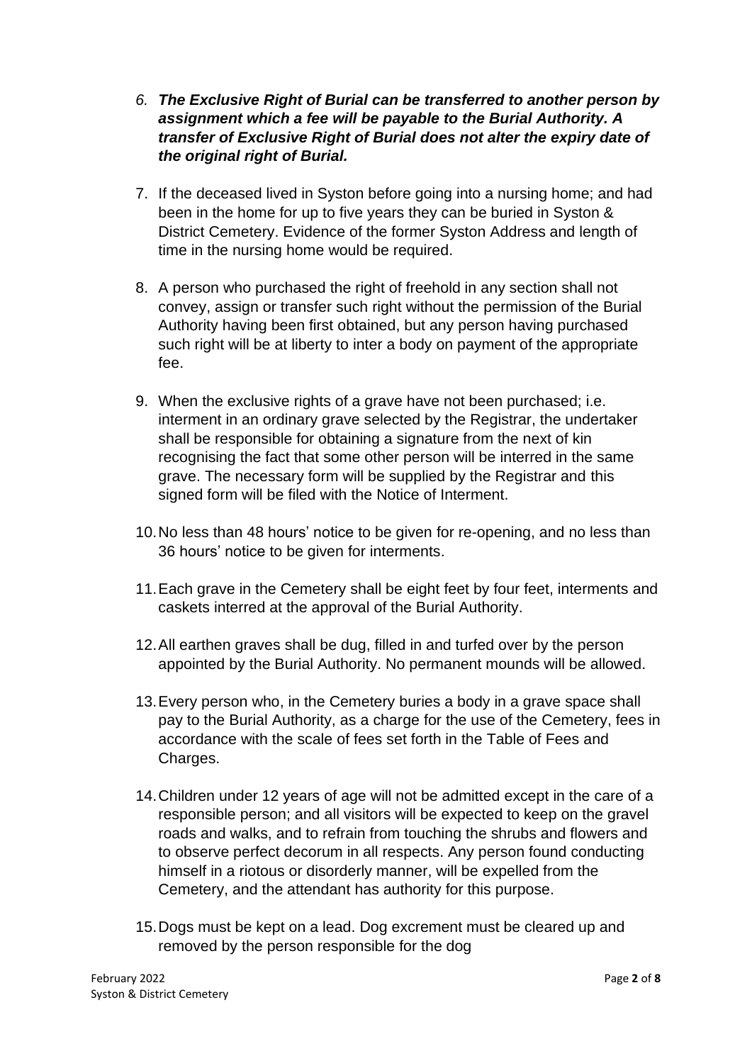6. ***The Exclusive Right of Burial can be transferred to another person by assignment which a fee will be payable to the Burial Authority. A transfer of Exclusive Right of Burial does not alter the expiry date of the original right of Burial.***

7. If the deceased lived in Syston before going into a nursing home; and had been in the home for up to five years they can be buried in Syston & District Cemetery. Evidence of the former Syston Address and length of time in the nursing home would be required.

8. A person who purchased the right of freehold in any section shall not convey, assign or transfer such right without the permission of the Burial Authority having been first obtained, but any person having purchased such right will be at liberty to inter a body on payment of the appropriate fee.

9. When the exclusive rights of a grave have not been purchased; i.e. interment in an ordinary grave selected by the Registrar, the undertaker shall be responsible for obtaining a signature from the next of kin recognising the fact that some other person will be interred in the same grave. The necessary form will be supplied by the Registrar and this signed form will be filed with the Notice of Interment.

10. No less than 48 hours' notice to be given for re-opening, and no less than 36 hours' notice to be given for interments.

11. Each grave in the Cemetery shall be eight feet by four feet, interments and caskets interred at the approval of the Burial Authority.

12. All earthen graves shall be dug, filled in and turfed over by the person appointed by the Burial Authority. No permanent mounds will be allowed.

13. Every person who, in the Cemetery buries a body in a grave space shall pay to the Burial Authority, as a charge for the use of the Cemetery, fees in accordance with the scale of fees set forth in the Table of Fees and Charges.

14. Children under 12 years of age will not be admitted except in the care of a responsible person; and all visitors will be expected to keep on the gravel roads and walks, and to refrain from touching the shrubs and flowers and to observe perfect decorum in all respects. Any person found conducting himself in a riotous or disorderly manner, will be expelled from the Cemetery, and the attendant has authority for this purpose.

15. Dogs must be kept on a lead. Dog excrement must be cleared up and removed by the person responsible for the dog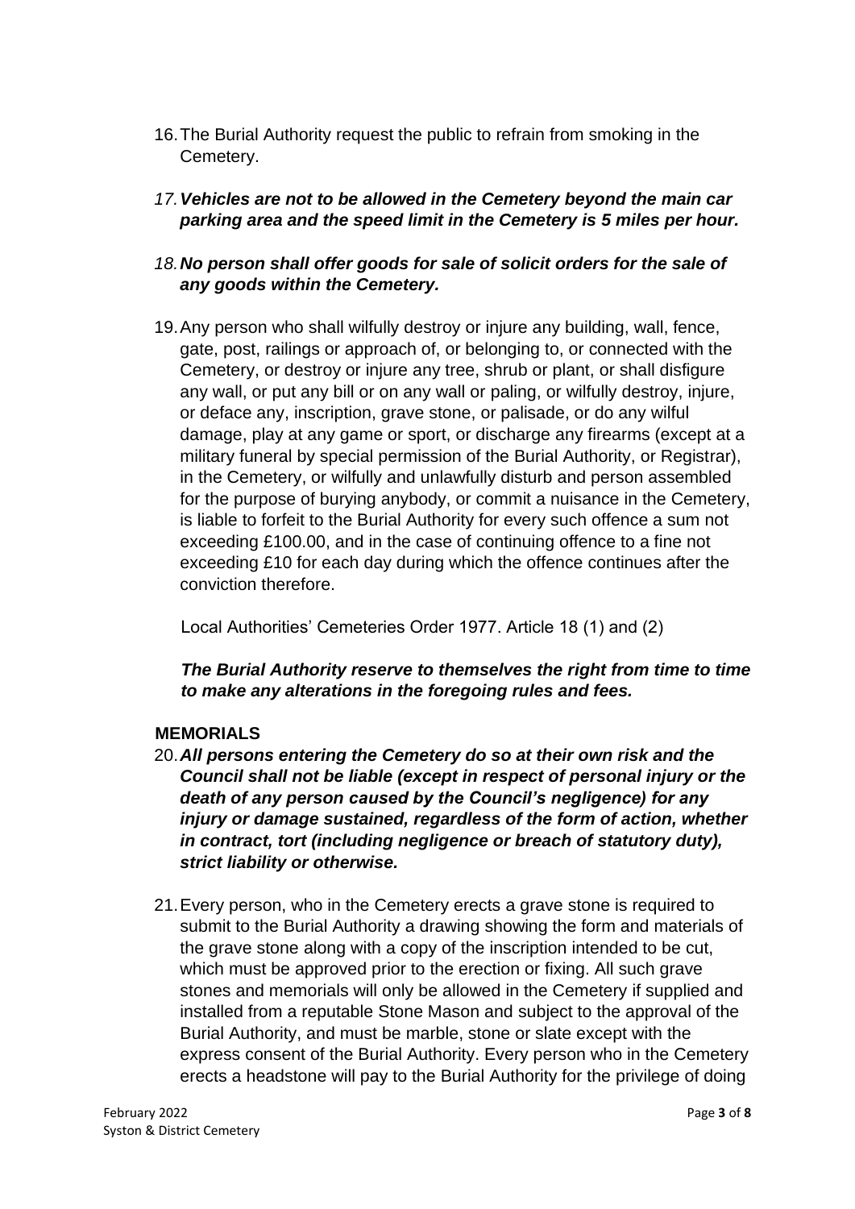16. The Burial Authority request the public to refrain from smoking in the Cemetery.

17. ***Vehicles are not to be allowed in the Cemetery beyond the main car parking area and the speed limit in the Cemetery is 5 miles per hour.***

18. ***No person shall offer goods for sale of solicit orders for the sale of any goods within the Cemetery.***

19. Any person who shall wilfully destroy or injure any building, wall, fence, gate, post, railings or approach of, or belonging to, or connected with the Cemetery, or destroy or injure any tree, shrub or plant, or shall disfigure any wall, or put any bill or on any wall or paling, or wilfully destroy, injure, or deface any, inscription, grave stone, or palisade, or do any wilful damage, play at any game or sport, or discharge any firearms (except at a military funeral by special permission of the Burial Authority, or Registrar), in the Cemetery, or wilfully and unlawfully disturb and person assembled for the purpose of burying anybody, or commit a nuisance in the Cemetery, is liable to forfeit to the Burial Authority for every such offence a sum not exceeding £100.00, and in the case of continuing offence to a fine not exceeding £10 for each day during which the offence continues after the conviction therefore.

    Local Authorities' Cemeteries Order 1977. Article 18 (1) and (2)

    ***The Burial Authority reserve to themselves the right from time to time to make any alterations in the foregoing rules and fees.***

**MEMORIALS**

20. ***All persons entering the Cemetery do so at their own risk and the Council shall not be liable (except in respect of personal injury or the death of any person caused by the Council's negligence) for any injury or damage sustained, regardless of the form of action, whether in contract, tort (including negligence or breach of statutory duty), strict liability or otherwise.***

21. Every person, who in the Cemetery erects a grave stone is required to submit to the Burial Authority a drawing showing the form and materials of the grave stone along with a copy of the inscription intended to be cut, which must be approved prior to the erection or fixing. All such grave stones and memorials will only be allowed in the Cemetery if supplied and installed from a reputable Stone Mason and subject to the approval of the Burial Authority, and must be marble, stone or slate except with the express consent of the Burial Authority. Every person who in the Cemetery erects a headstone will pay to the Burial Authority for the privilege of doing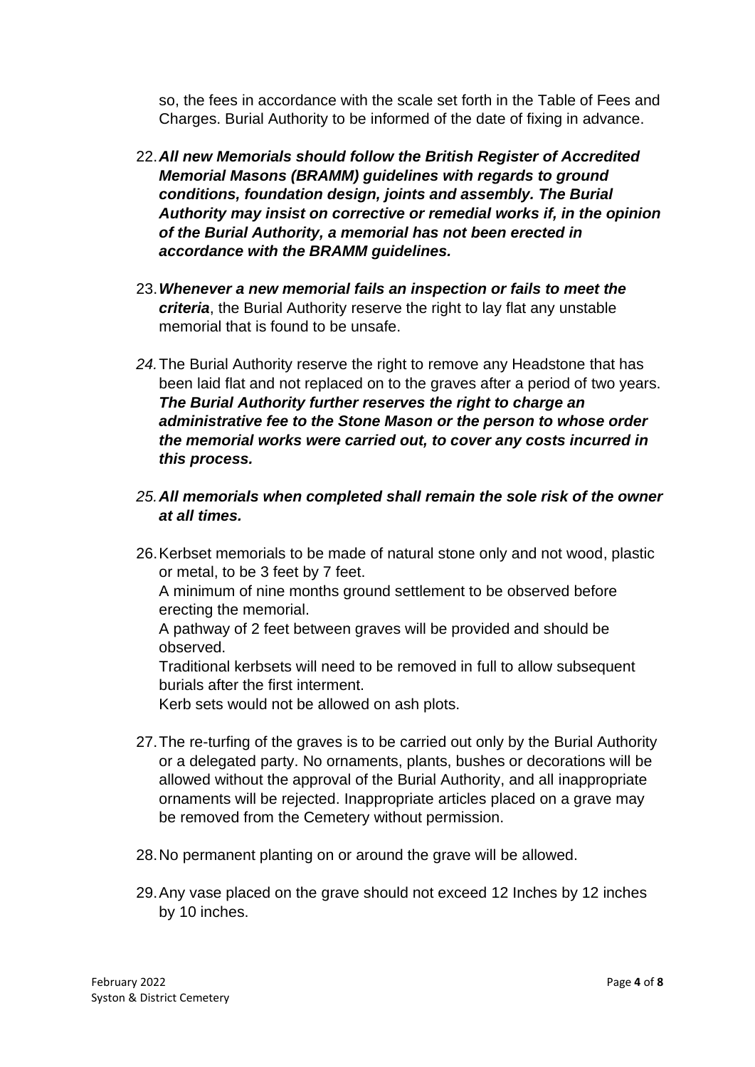so, the fees in accordance with the scale set forth in the Table of Fees and Charges. Burial Authority to be informed of the date of fixing in advance.

22. ***All new Memorials should follow the British Register of Accredited Memorial Masons (BRAMM) guidelines with regards to ground conditions, foundation design, joints and assembly. The Burial Authority may insist on corrective or remedial works if, in the opinion of the Burial Authority, a memorial has not been erected in accordance with the BRAMM guidelines.***

23. ***Whenever a new memorial fails an inspection or fails to meet the criteria***, the Burial Authority reserve the right to lay flat any unstable memorial that is found to be unsafe.

24. The Burial Authority reserve the right to remove any Headstone that has been laid flat and not replaced on to the graves after a period of two years. ***The Burial Authority further reserves the right to charge an administrative fee to the Stone Mason or the person to whose order the memorial works were carried out, to cover any costs incurred in this process.***

25. ***All memorials when completed shall remain the sole risk of the owner at all times.***

26. Kerbset memorials to be made of natural stone only and not wood, plastic or metal, to be 3 feet by 7 feet.
    A minimum of nine months ground settlement to be observed before erecting the memorial.
    A pathway of 2 feet between graves will be provided and should be observed.
    Traditional kerbsets will need to be removed in full to allow subsequent burials after the first interment.
    Kerb sets would not be allowed on ash plots.

27. The re-turfing of the graves is to be carried out only by the Burial Authority or a delegated party. No ornaments, plants, bushes or decorations will be allowed without the approval of the Burial Authority, and all inappropriate ornaments will be rejected. Inappropriate articles placed on a grave may be removed from the Cemetery without permission.

28. No permanent planting on or around the grave will be allowed.

29. Any vase placed on the grave should not exceed 12 Inches by 12 inches by 10 inches.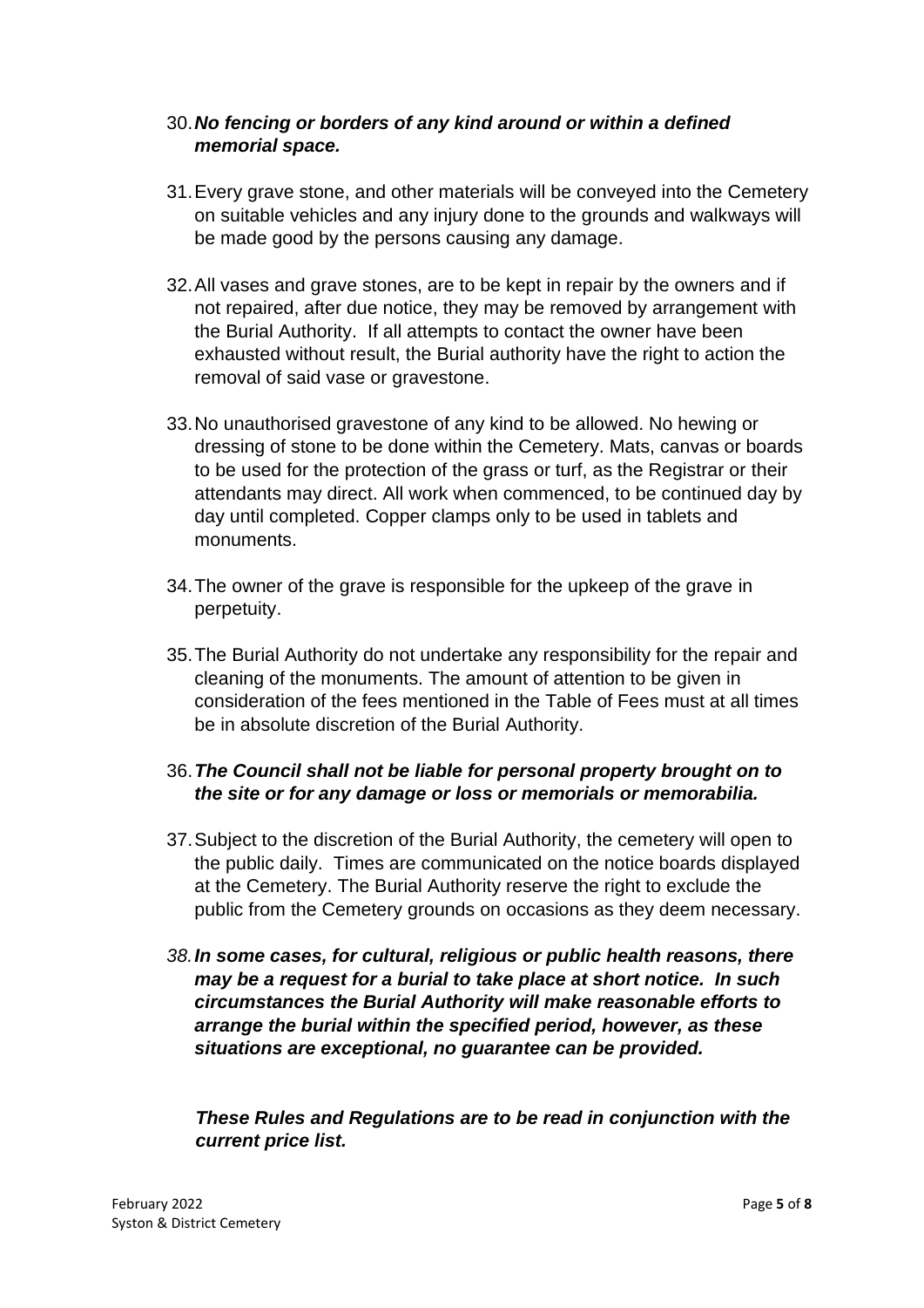30. ***No fencing or borders of any kind around or within a defined memorial space.***

31. Every grave stone, and other materials will be conveyed into the Cemetery on suitable vehicles and any injury done to the grounds and walkways will be made good by the persons causing any damage.

32. All vases and grave stones, are to be kept in repair by the owners and if not repaired, after due notice, they may be removed by arrangement with the Burial Authority. If all attempts to contact the owner have been exhausted without result, the Burial authority have the right to action the removal of said vase or gravestone.

33. No unauthorised gravestone of any kind to be allowed. No hewing or dressing of stone to be done within the Cemetery. Mats, canvas or boards to be used for the protection of the grass or turf, as the Registrar or their attendants may direct. All work when commenced, to be continued day by day until completed. Copper clamps only to be used in tablets and monuments.

34. The owner of the grave is responsible for the upkeep of the grave in perpetuity.

35. The Burial Authority do not undertake any responsibility for the repair and cleaning of the monuments. The amount of attention to be given in consideration of the fees mentioned in the Table of Fees must at all times be in absolute discretion of the Burial Authority.

36. ***The Council shall not be liable for personal property brought on to the site or for any damage or loss or memorials or memorabilia.***

37. Subject to the discretion of the Burial Authority, the cemetery will open to the public daily. Times are communicated on the notice boards displayed at the Cemetery. The Burial Authority reserve the right to exclude the public from the Cemetery grounds on occasions as they deem necessary.

38. ***In some cases, for cultural, religious or public health reasons, there may be a request for a burial to take place at short notice. In such circumstances the Burial Authority will make reasonable efforts to arrange the burial within the specified period, however, as these situations are exceptional, no guarantee can be provided.***

***These Rules and Regulations are to be read in conjunction with the current price list.***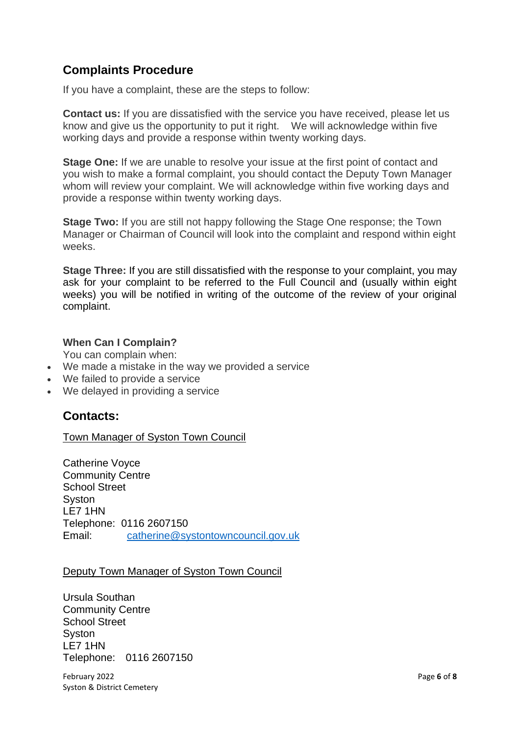## Complaints Procedure

If you have a complaint, these are the steps to follow:

**Contact us:** If you are dissatisfied with the service you have received, please let us know and give us the opportunity to put it right. We will acknowledge within five working days and provide a response within twenty working days.

**Stage One:** If we are unable to resolve your issue at the first point of contact and you wish to make a formal complaint, you should contact the Deputy Town Manager whom will review your complaint. We will acknowledge within five working days and provide a response within twenty working days.

**Stage Two:** If you are still not happy following the Stage One response; the Town Manager or Chairman of Council will look into the complaint and respond within eight weeks.

**Stage Three:** If you are still dissatisfied with the response to your complaint, you may ask for your complaint to be referred to the Full Council and (usually within eight weeks) you will be notified in writing of the outcome of the review of your original complaint.

**When Can I Complain?**

You can complain when:

- We made a mistake in the way we provided a service
- We failed to provide a service
- We delayed in providing a service

## Contacts:

Town Manager of Syston Town Council

Catherine Voyce
Community Centre
School Street
Syston
LE7 1HN
Telephone: 0116 2607150
Email: catherine@systontowncouncil.gov.uk

Deputy Town Manager of Syston Town Council

Ursula Southan
Community Centre
School Street
Syston
LE7 1HN
Telephone: 0116 2607150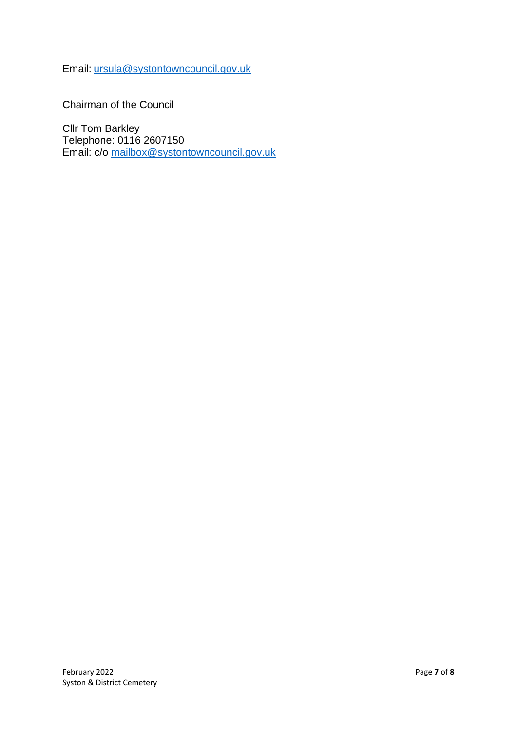Email: ursula@systontowncouncil.gov.uk

Chairman of the Council

Cllr Tom Barkley
Telephone: 0116 2607150
Email: c/o mailbox@systontowncouncil.gov.uk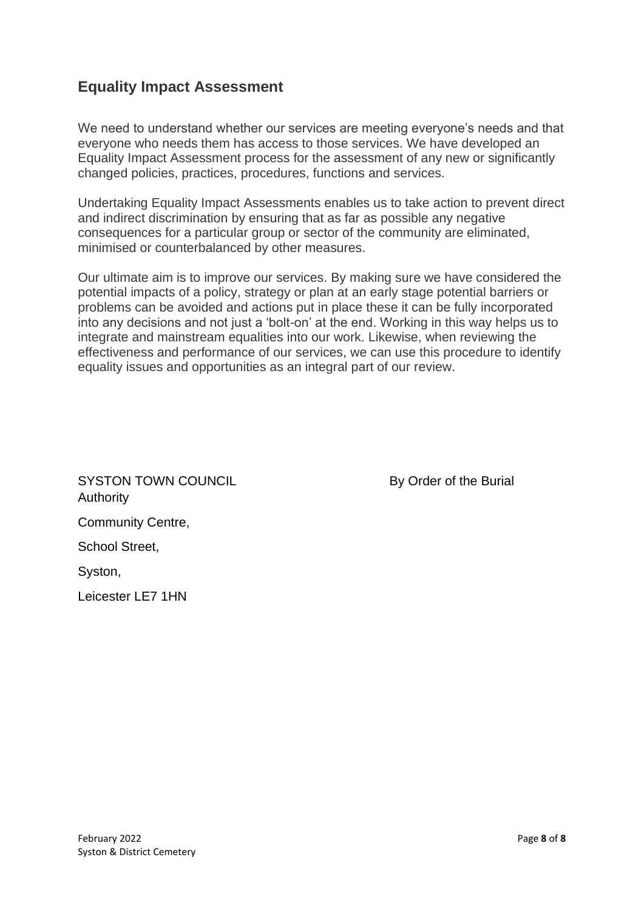## Equality Impact Assessment

We need to understand whether our services are meeting everyone's needs and that everyone who needs them has access to those services. We have developed an Equality Impact Assessment process for the assessment of any new or significantly changed policies, practices, procedures, functions and services.

Undertaking Equality Impact Assessments enables us to take action to prevent direct and indirect discrimination by ensuring that as far as possible any negative consequences for a particular group or sector of the community are eliminated, minimised or counterbalanced by other measures.

Our ultimate aim is to improve our services. By making sure we have considered the potential impacts of a policy, strategy or plan at an early stage potential barriers or problems can be avoided and actions put in place these it can be fully incorporated into any decisions and not just a 'bolt-on' at the end. Working in this way helps us to integrate and mainstream equalities into our work. Likewise, when reviewing the effectiveness and performance of our services, we can use this procedure to identify equality issues and opportunities as an integral part of our review.

SYSTON TOWN COUNCIL By Order of the Burial Authority

Community Centre,

School Street,

Syston,

Leicester LE7 1HN

February 2022
Syston & District Cemetery